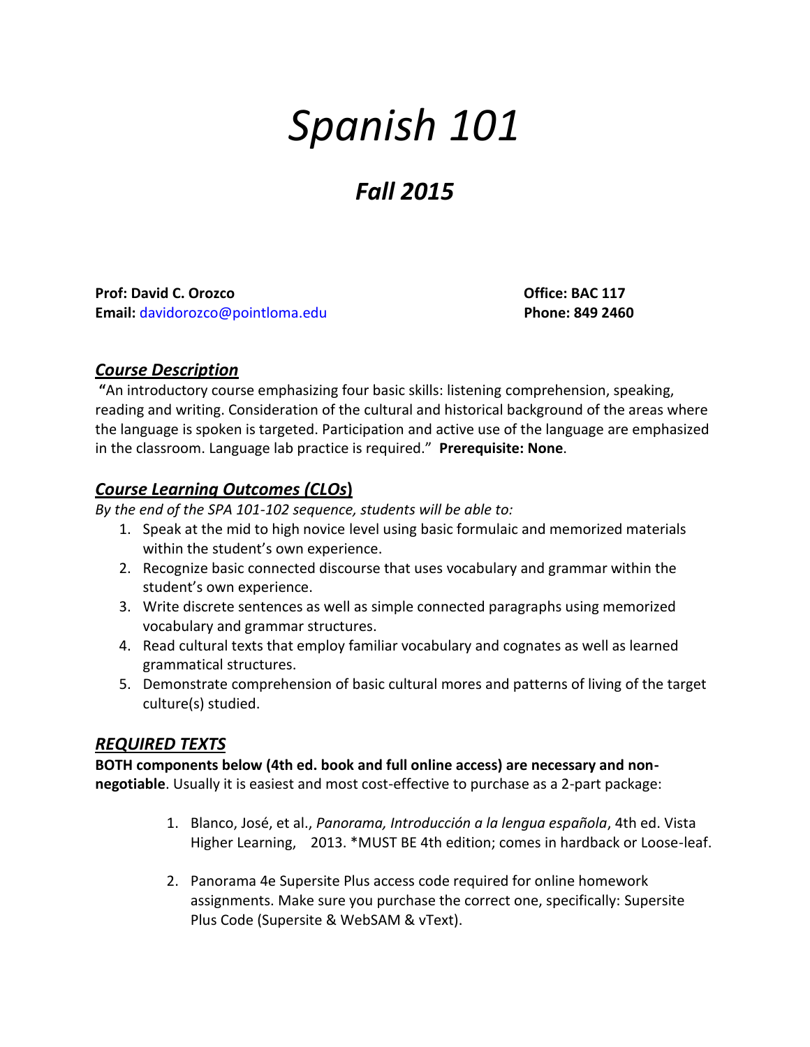# *Spanish 101*

## *Fall 2015*

**Prof: David C. Orozco**
**Email:** davidorozco@pointloma.edu

**Office: BAC 117**
**Phone: 849 2460**

## ***Course Description***

**"**An introductory course emphasizing four basic skills: listening comprehension, speaking, reading and writing. Consideration of the cultural and historical background of the areas where the language is spoken is targeted. Participation and active use of the language are emphasized in the classroom. Language lab practice is required." **Prerequisite: None**.

## ***Course Learning Outcomes (CLOs)***

*By the end of the SPA 101-102 sequence, students will be able to:*

1. Speak at the mid to high novice level using basic formulaic and memorized materials within the student's own experience.
2. Recognize basic connected discourse that uses vocabulary and grammar within the student's own experience.
3. Write discrete sentences as well as simple connected paragraphs using memorized vocabulary and grammar structures.
4. Read cultural texts that employ familiar vocabulary and cognates as well as learned grammatical structures.
5. Demonstrate comprehension of basic cultural mores and patterns of living of the target culture(s) studied.

## ***REQUIRED TEXTS***

**BOTH components below (4th ed. book and full online access) are necessary and non-negotiable**. Usually it is easiest and most cost-effective to purchase as a 2-part package:

1. Blanco, José, et al., *Panorama, Introducción a la lengua española*, 4th ed. Vista Higher Learning, 2013. *MUST BE 4th edition; comes in hardback or Loose-leaf.
2. Panorama 4e Supersite Plus access code required for online homework assignments. Make sure you purchase the correct one, specifically: Supersite Plus Code (Supersite & WebSAM & vText).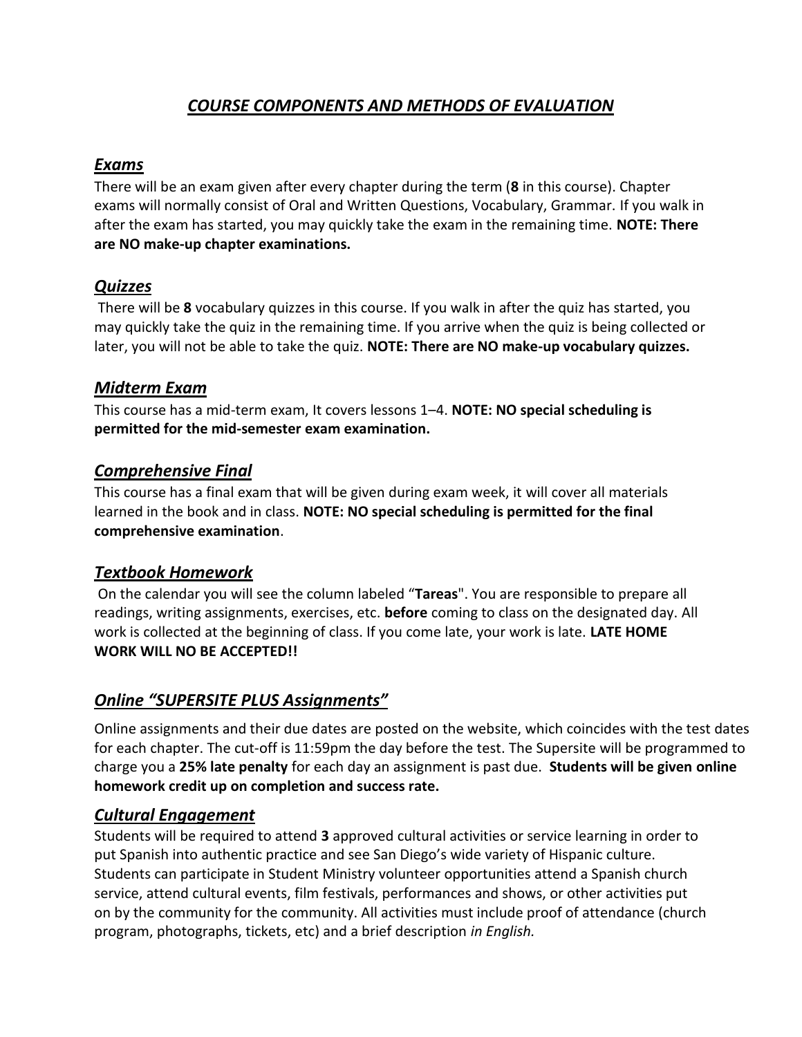# ***COURSE COMPONENTS AND METHODS OF EVALUATION***

## ***Exams***

There will be an exam given after every chapter during the term (**8** in this course). Chapter exams will normally consist of Oral and Written Questions, Vocabulary, Grammar. If you walk in after the exam has started, you may quickly take the exam in the remaining time. **NOTE: There are NO make-up chapter examinations.**

## ***Quizzes***

There will be **8** vocabulary quizzes in this course. If you walk in after the quiz has started, you may quickly take the quiz in the remaining time. If you arrive when the quiz is being collected or later, you will not be able to take the quiz. **NOTE: There are NO make-up vocabulary quizzes.**

## ***Midterm Exam***

This course has a mid-term exam, It covers lessons 1–4. **NOTE: NO special scheduling is permitted for the mid-semester exam examination.**

## ***Comprehensive Final***

This course has a final exam that will be given during exam week, it will cover all materials learned in the book and in class. **NOTE: NO special scheduling is permitted for the final comprehensive examination**.

## ***Textbook Homework***

On the calendar you will see the column labeled "**Tareas**". You are responsible to prepare all readings, writing assignments, exercises, etc. **before** coming to class on the designated day. All work is collected at the beginning of class. If you come late, your work is late. **LATE HOME WORK WILL NO BE ACCEPTED!!**

## ***Online "SUPERSITE PLUS Assignments"***

Online assignments and their due dates are posted on the website, which coincides with the test dates for each chapter. The cut-off is 11:59pm the day before the test. The Supersite will be programmed to charge you a **25% late penalty** for each day an assignment is past due. **Students will be given online homework credit up on completion and success rate.**

## ***Cultural Engagement***

Students will be required to attend **3** approved cultural activities or service learning in order to put Spanish into authentic practice and see San Diego's wide variety of Hispanic culture. Students can participate in Student Ministry volunteer opportunities attend a Spanish church service, attend cultural events, film festivals, performances and shows, or other activities put on by the community for the community. All activities must include proof of attendance (church program, photographs, tickets, etc) and a brief description *in English.*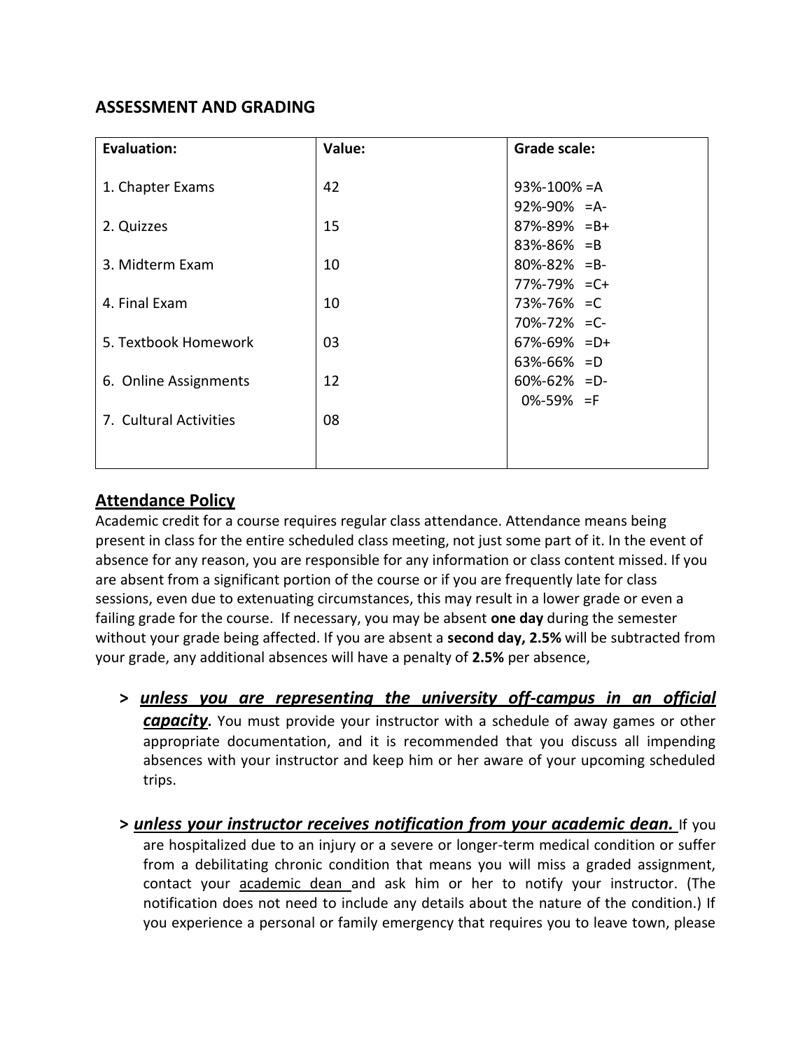## ASSESSMENT AND GRADING

| Evaluation: | Value: | Grade scale: |
|---|---|---|
| 1. Chapter Exams | 42 | 93%-100% =A<br>92%-90% =A- |
| 2. Quizzes | 15 | 87%-89% =B+<br>83%-86% =B |
| 3. Midterm Exam | 10 | 80%-82% =B-<br>77%-79% =C+ |
| 4. Final Exam | 10 | 73%-76% =C<br>70%-72% =C- |
| 5. Textbook Homework | 03 | 67%-69% =D+<br>63%-66% =D |
| 6. Online Assignments | 12 | 60%-62% =D-<br>0%-59% =F |
| 7. Cultural Activities | 08 | |

## Attendance Policy

Academic credit for a course requires regular class attendance. Attendance means being present in class for the entire scheduled class meeting, not just some part of it. In the event of absence for any reason, you are responsible for any information or class content missed. If you are absent from a significant portion of the course or if you are frequently late for class sessions, even due to extenuating circumstances, this may result in a lower grade or even a failing grade for the course. If necessary, you may be absent **one day** during the semester without your grade being affected. If you are absent a **second day, 2.5%** will be subtracted from your grade, any additional absences will have a penalty of **2.5%** per absence,

- **>** ***unless you are representing the university off-campus in an official capacity*****.** You must provide your instructor with a schedule of away games or other appropriate documentation, and it is recommended that you discuss all impending absences with your instructor and keep him or her aware of your upcoming scheduled trips.

- **>** ***unless your instructor receives notification from your academic dean.*** If you are hospitalized due to an injury or a severe or longer-term medical condition or suffer from a debilitating chronic condition that means you will miss a graded assignment, contact your academic dean and ask him or her to notify your instructor. (The notification does not need to include any details about the nature of the condition.) If you experience a personal or family emergency that requires you to leave town, please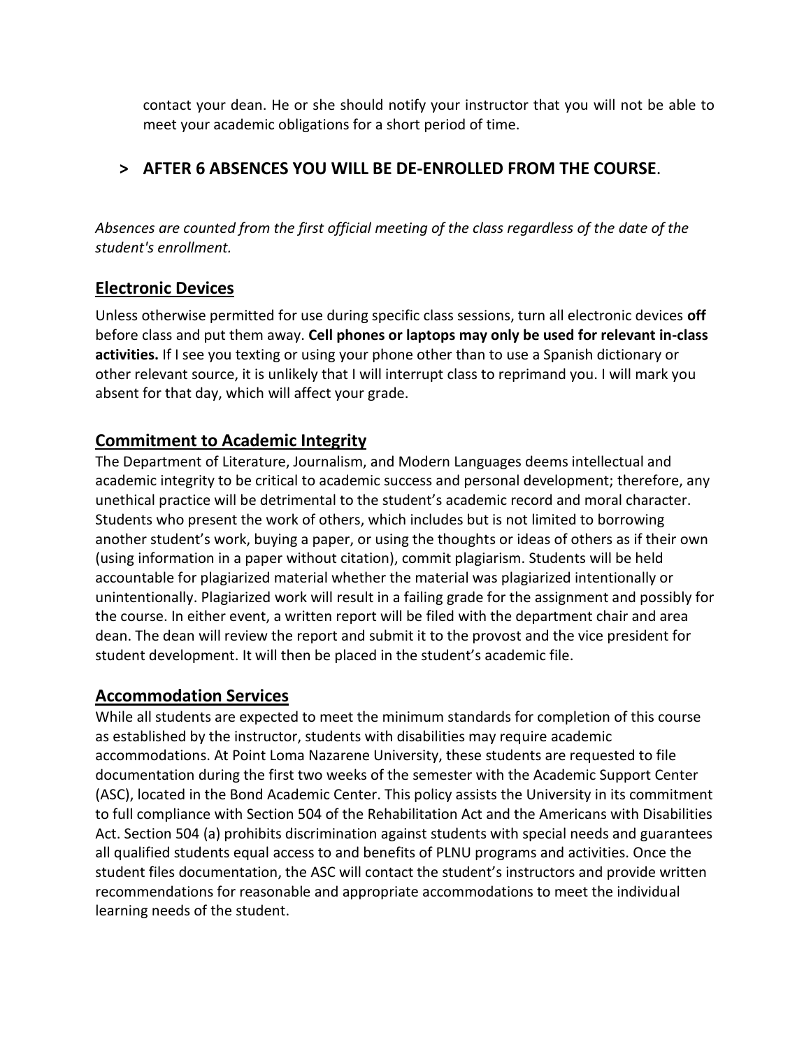contact your dean. He or she should notify your instructor that you will not be able to meet your academic obligations for a short period of time.

> **AFTER 6 ABSENCES YOU WILL BE DE-ENROLLED FROM THE COURSE**.

*Absences are counted from the first official meeting of the class regardless of the date of the student's enrollment.*

## Electronic Devices

Unless otherwise permitted for use during specific class sessions, turn all electronic devices **off** before class and put them away. **Cell phones or laptops may only be used for relevant in-class activities.** If I see you texting or using your phone other than to use a Spanish dictionary or other relevant source, it is unlikely that I will interrupt class to reprimand you. I will mark you absent for that day, which will affect your grade.

## Commitment to Academic Integrity

The Department of Literature, Journalism, and Modern Languages deems intellectual and academic integrity to be critical to academic success and personal development; therefore, any unethical practice will be detrimental to the student's academic record and moral character. Students who present the work of others, which includes but is not limited to borrowing another student's work, buying a paper, or using the thoughts or ideas of others as if their own (using information in a paper without citation), commit plagiarism. Students will be held accountable for plagiarized material whether the material was plagiarized intentionally or unintentionally. Plagiarized work will result in a failing grade for the assignment and possibly for the course. In either event, a written report will be filed with the department chair and area dean. The dean will review the report and submit it to the provost and the vice president for student development. It will then be placed in the student's academic file.

## Accommodation Services

While all students are expected to meet the minimum standards for completion of this course as established by the instructor, students with disabilities may require academic accommodations. At Point Loma Nazarene University, these students are requested to file documentation during the first two weeks of the semester with the Academic Support Center (ASC), located in the Bond Academic Center. This policy assists the University in its commitment to full compliance with Section 504 of the Rehabilitation Act and the Americans with Disabilities Act. Section 504 (a) prohibits discrimination against students with special needs and guarantees all qualified students equal access to and benefits of PLNU programs and activities. Once the student files documentation, the ASC will contact the student's instructors and provide written recommendations for reasonable and appropriate accommodations to meet the individual learning needs of the student.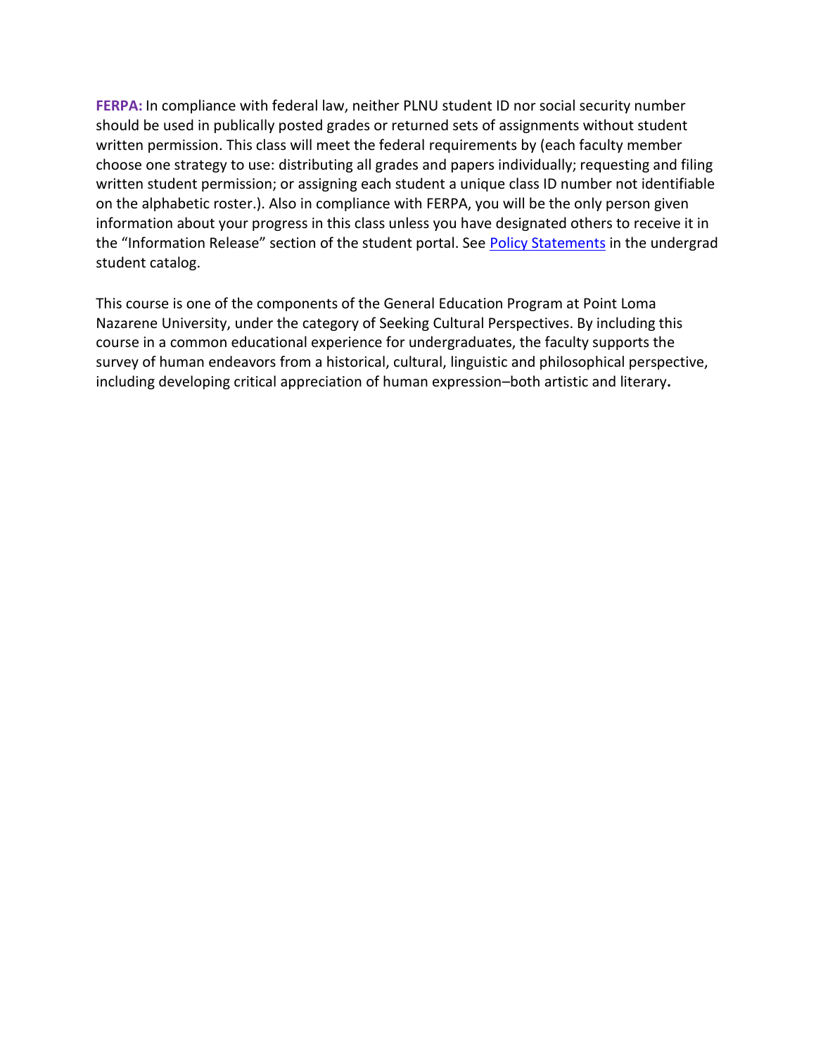**FERPA:** In compliance with federal law, neither PLNU student ID nor social security number should be used in publically posted grades or returned sets of assignments without student written permission. This class will meet the federal requirements by (each faculty member choose one strategy to use: distributing all grades and papers individually; requesting and filing written student permission; or assigning each student a unique class ID number not identifiable on the alphabetic roster.). Also in compliance with FERPA, you will be the only person given information about your progress in this class unless you have designated others to receive it in the "Information Release" section of the student portal. See Policy Statements in the undergrad student catalog.

This course is one of the components of the General Education Program at Point Loma Nazarene University, under the category of Seeking Cultural Perspectives. By including this course in a common educational experience for undergraduates, the faculty supports the survey of human endeavors from a historical, cultural, linguistic and philosophical perspective, including developing critical appreciation of human expression–both artistic and literary**.**